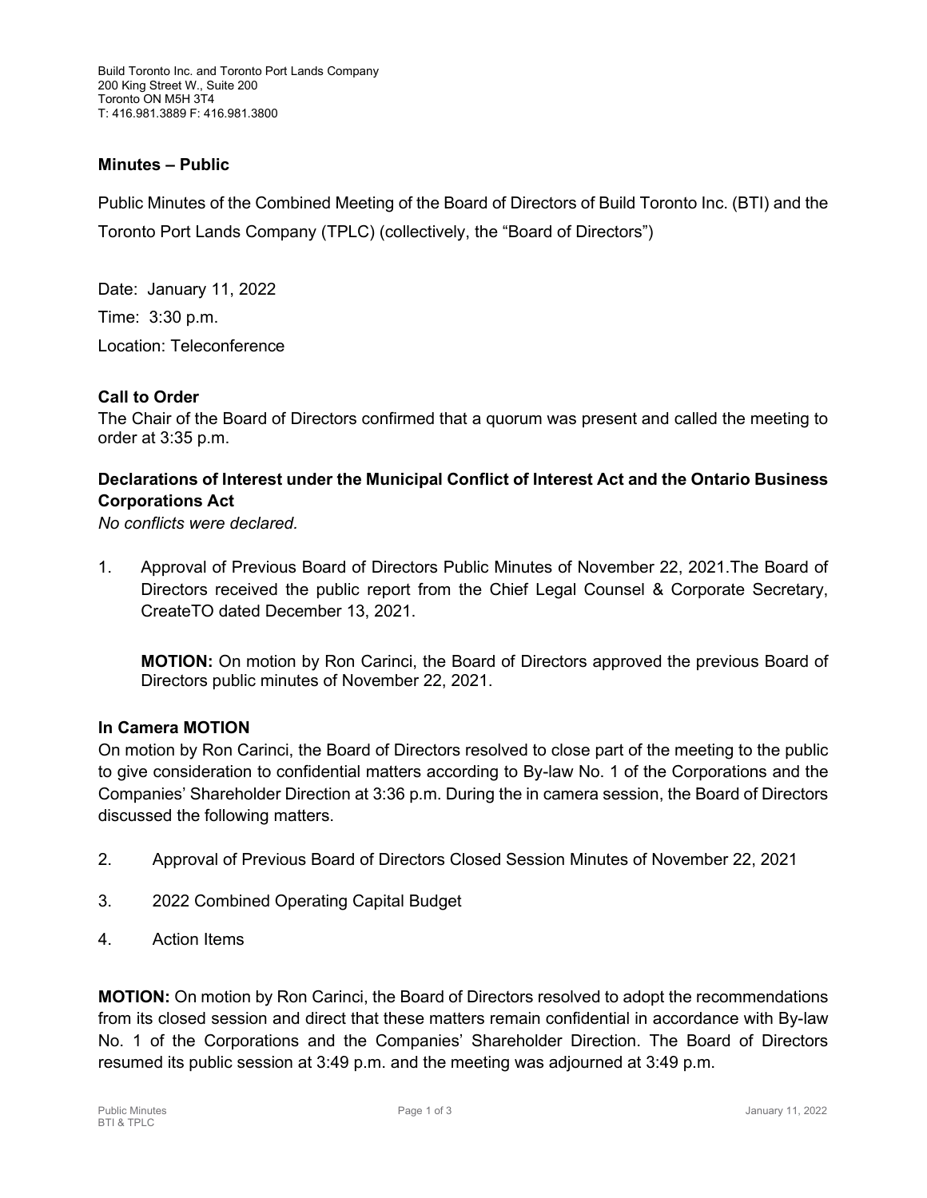Build Toronto Inc. and Toronto Port Lands Company
200 King Street W., Suite 200
Toronto ON M5H 3T4
T: 416.981.3889 F: 416.981.3800

## Minutes – Public

Public Minutes of the Combined Meeting of the Board of Directors of Build Toronto Inc. (BTI) and the Toronto Port Lands Company (TPLC) (collectively, the "Board of Directors")

Date: January 11, 2022

Time: 3:30 p.m.

Location: Teleconference

### Call to Order

The Chair of the Board of Directors confirmed that a quorum was present and called the meeting to order at 3:35 p.m.

### Declarations of Interest under the Municipal Conflict of Interest Act and the Ontario Business Corporations Act

*No conflicts were declared.*

1. Approval of Previous Board of Directors Public Minutes of November 22, 2021.The Board of Directors received the public report from the Chief Legal Counsel & Corporate Secretary, CreateTO dated December 13, 2021.

   **MOTION:** On motion by Ron Carinci, the Board of Directors approved the previous Board of Directors public minutes of November 22, 2021.

### In Camera MOTION

On motion by Ron Carinci, the Board of Directors resolved to close part of the meeting to the public to give consideration to confidential matters according to By-law No. 1 of the Corporations and the Companies' Shareholder Direction at 3:36 p.m. During the in camera session, the Board of Directors discussed the following matters.

2. Approval of Previous Board of Directors Closed Session Minutes of November 22, 2021

3. 2022 Combined Operating Capital Budget

4. Action Items

**MOTION:** On motion by Ron Carinci, the Board of Directors resolved to adopt the recommendations from its closed session and direct that these matters remain confidential in accordance with By-law No. 1 of the Corporations and the Companies' Shareholder Direction. The Board of Directors resumed its public session at 3:49 p.m. and the meeting was adjourned at 3:49 p.m.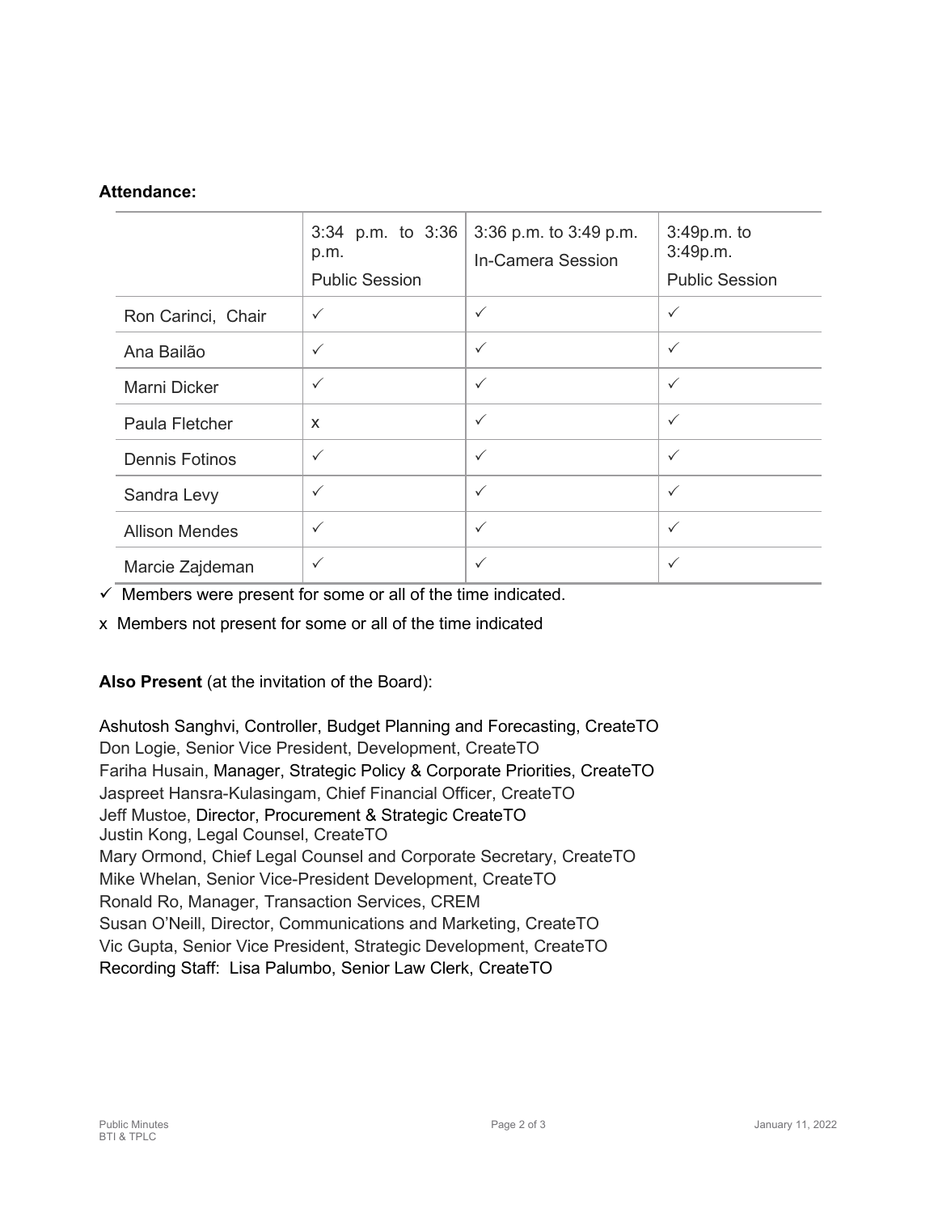**Attendance:**

| | 3:34 p.m. to 3:36 p.m. Public Session | 3:36 p.m. to 3:49 p.m. In-Camera Session | 3:49p.m. to 3:49p.m. Public Session |
|---|---|---|---|
| Ron Carinci, Chair | ✓ | ✓ | ✓ |
| Ana Bailão | ✓ | ✓ | ✓ |
| Marni Dicker | ✓ | ✓ | ✓ |
| Paula Fletcher | x | ✓ | ✓ |
| Dennis Fotinos | ✓ | ✓ | ✓ |
| Sandra Levy | ✓ | ✓ | ✓ |
| Allison Mendes | ✓ | ✓ | ✓ |
| Marcie Zajdeman | ✓ | ✓ | ✓ |

✓ Members were present for some or all of the time indicated.

x Members not present for some or all of the time indicated

**Also Present** (at the invitation of the Board):

Ashutosh Sanghvi, Controller, Budget Planning and Forecasting, CreateTO
Don Logie, Senior Vice President, Development, CreateTO
Fariha Husain, Manager, Strategic Policy & Corporate Priorities, CreateTO
Jaspreet Hansra-Kulasingam, Chief Financial Officer, CreateTO
Jeff Mustoe, Director, Procurement & Strategic CreateTO
Justin Kong, Legal Counsel, CreateTO
Mary Ormond, Chief Legal Counsel and Corporate Secretary, CreateTO
Mike Whelan, Senior Vice-President Development, CreateTO
Ronald Ro, Manager, Transaction Services, CREM
Susan O'Neill, Director, Communications and Marketing, CreateTO
Vic Gupta, Senior Vice President, Strategic Development, CreateTO
Recording Staff: Lisa Palumbo, Senior Law Clerk, CreateTO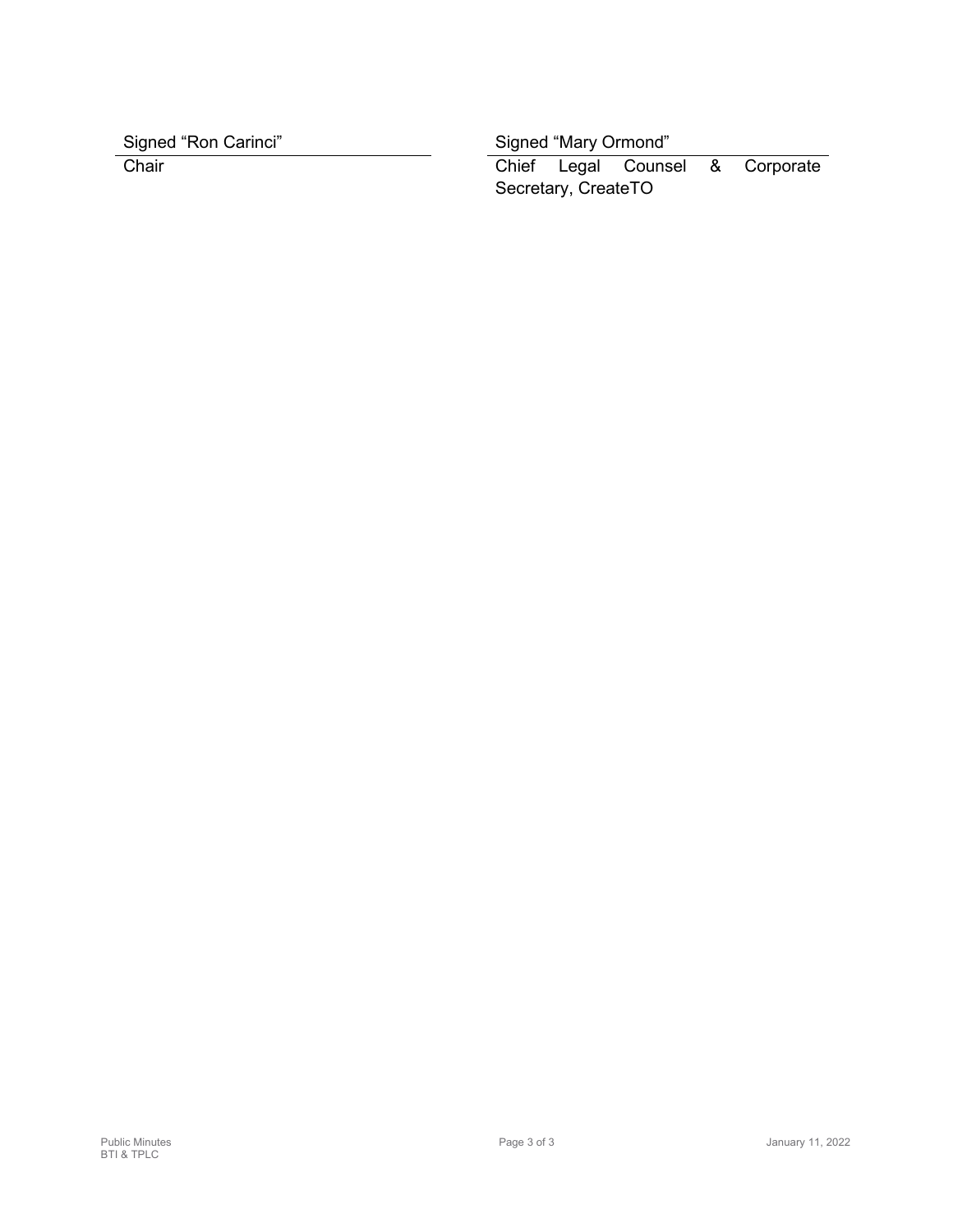Signed "Ron Carinci"

Chair

Signed "Mary Ormond"

Chief Legal Counsel & Corporate Secretary, CreateTO